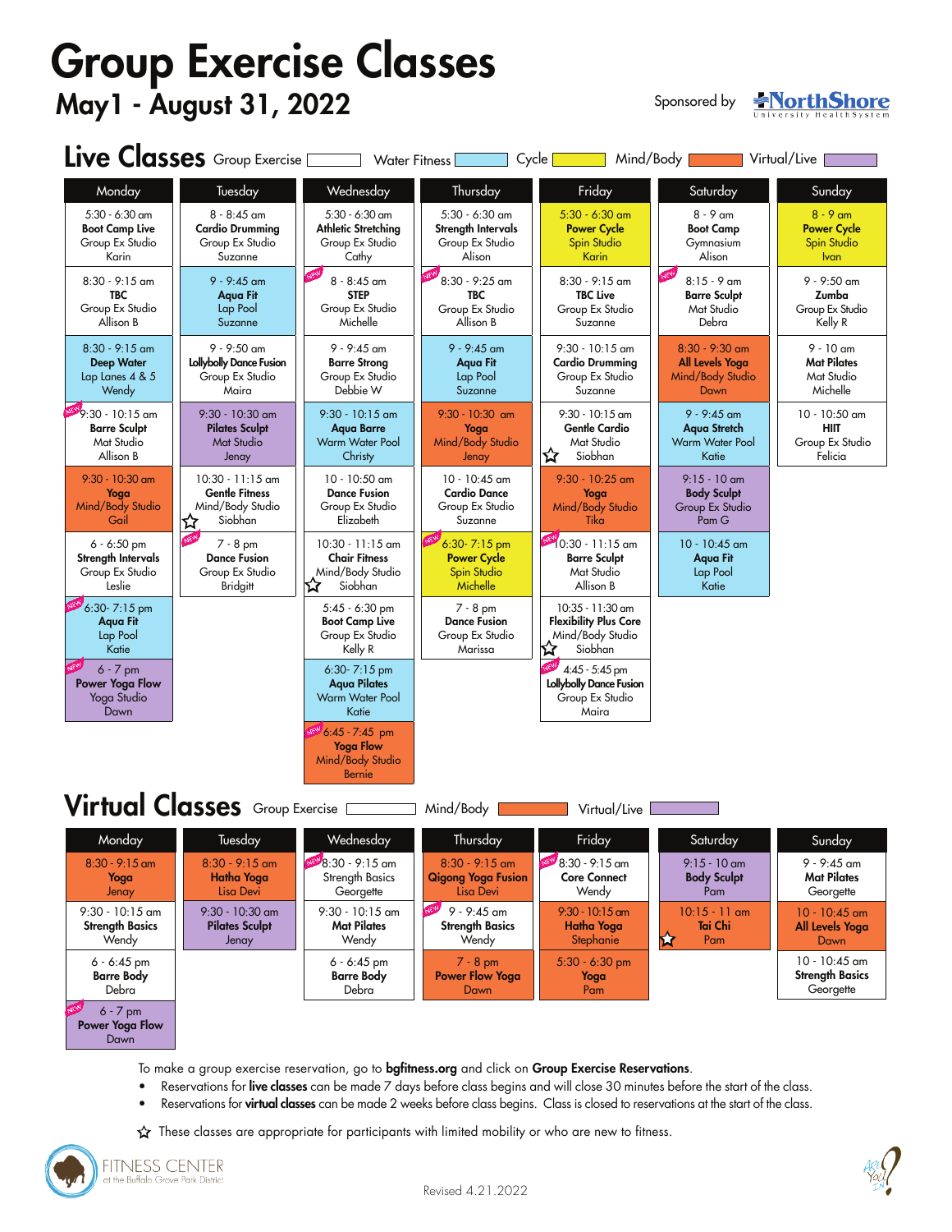# Group Exercise Classes

## May1 - August 31, 2022

Sponsored by NorthShore University HealthSystem

## Live Classes

Group Exercise | Water Fitness | Cycle | Mind/Body | Virtual/Live

| Monday | Tuesday | Wednesday | Thursday | Friday | Saturday | Sunday |
|---|---|---|---|---|---|---|
| 5:30 - 6:30 am **Boot Camp Live** Group Ex Studio Karin | 8 - 8:45 am **Cardio Drumming** Group Ex Studio Suzanne | 5:30 - 6:30 am **Athletic Stretching** Group Ex Studio Cathy | 5:30 - 6:30 am **Strength Intervals** Group Ex Studio Alison | 5:30 - 6:30 am **Power Cycle** Spin Studio Karin | 8 - 9 am **Boot Camp** Gymnasium Alison | 8 - 9 am **Power Cycle** Spin Studio Ivan |
| 8:30 - 9:15 am **TBC** Group Ex Studio Allison B | 9 - 9:45 am **Aqua Fit** Lap Pool Suzanne | NEW 8 - 8:45 am **STEP** Group Ex Studio Michelle | NEW 8:30 - 9:25 am **TBC** Group Ex Studio Allison B | 8:30 - 9:15 am **TBC Live** Group Ex Studio Suzanne | NEW 8:15 - 9 am **Barre Sculpt** Mat Studio Debra | 9 - 9:50 am **Zumba** Group Ex Studio Kelly R |
| 8:30 - 9:15 am **Deep Water** Lap Lanes 4 & 5 Wendy | 9 - 9:50 am **Lollybolly Dance Fusion** Group Ex Studio Maira | 9 - 9:45 am **Barre Strong** Group Ex Studio Debbie W | 9 - 9:45 am **Aqua Fit** Lap Pool Suzanne | 9:30 - 10:15 am **Cardio Drumming** Group Ex Studio Suzanne | 8:30 - 9:30 am **All Levels Yoga** Mind/Body Studio Dawn | 9 - 10 am **Mat Pilates** Mat Studio Michelle |
| NEW 9:30 - 10:15 am **Barre Sculpt** Mat Studio Allison B | 9:30 - 10:30 am **Pilates Sculpt** Mat Studio Jenay | 9:30 - 10:15 am **Aqua Barre** Warm Water Pool Christy | 9:30 - 10:30 am **Yoga** Mind/Body Studio Jenay | ☆ 9:30 - 10:15 am **Gentle Cardio** Mat Studio Siobhan | 9 - 9:45 am **Aqua Stretch** Warm Water Pool Katie | 10 - 10:50 am **HIIT** Group Ex Studio Felicia |
| 9:30 - 10:30 am **Yoga** Mind/Body Studio Gail | ☆ 10:30 - 11:15 am **Gentle Fitness** Mind/Body Studio Siobhan | 10 - 10:50 am **Dance Fusion** Group Ex Studio Elizabeth | 10 - 10:45 am **Cardio Dance** Group Ex Studio Suzanne | 9:30 - 10:25 am **Yoga** Mind/Body Studio Tika | 9:15 - 10 am **Body Sculpt** Group Ex Studio Pam G | |
| 6 - 6:50 pm **Strength Intervals** Group Ex Studio Leslie | NEW 7 - 8 pm **Dance Fusion** Group Ex Studio Bridgitt | ☆ 10:30 - 11:15 am **Chair Fitness** Mind/Body Studio Siobhan | NEW 6:30- 7:15 pm **Power Cycle** Spin Studio Michelle | NEW 10:30 - 11:15 am **Barre Sculpt** Mat Studio Allison B | 10 - 10:45 am **Aqua Fit** Lap Pool Katie | |
| NEW 6:30- 7:15 pm **Aqua Fit** Lap Pool Katie | | 5:45 - 6:30 pm **Boot Camp Live** Group Ex Studio Kelly R | 7 - 8 pm **Dance Fusion** Group Ex Studio Marissa | ☆ 10:35 - 11:30 am **Flexibility Plus Core** Mind/Body Studio Siobhan | | |
| NEW 6 - 7 pm **Power Yoga Flow** Yoga Studio Dawn | | 6:30- 7:15 pm **Aqua Pilates** Warm Water Pool Katie | | NEW 4:45 - 5:45 pm **Lollybolly Dance Fusion** Group Ex Studio Maira | | |
| | | NEW 6:45 - 7:45 pm **Yoga Flow** Mind/Body Studio Bernie | | | | |

## Virtual Classes

Group Exercise | Mind/Body | Virtual/Live

| Monday | Tuesday | Wednesday | Thursday | Friday | Saturday | Sunday |
|---|---|---|---|---|---|---|
| 8:30 - 9:15 am **Yoga** Jenay | 8:30 - 9:15 am **Hatha Yoga** Lisa Devi | NEW 8:30 - 9:15 am Strength Basics Georgette | 8:30 - 9:15 am **Qigong Yoga Fusion** Lisa Devi | NEW 8:30 - 9:15 am **Core Connect** Wendy | 9:15 - 10 am **Body Sculpt** Pam | 9 - 9:45 am **Mat Pilates** Georgette |
| 9:30 - 10:15 am **Strength Basics** Wendy | 9:30 - 10:30 am **Pilates Sculpt** Jenay | 9:30 - 10:15 am **Mat Pilates** Wendy | NEW 9 - 9:45 am **Strength Basics** Wendy | 9:30 - 10:15 am **Hatha Yoga** Stephanie | ☆ 10:15 - 11 am **Tai Chi** Pam | 10 - 10:45 am **All Levels Yoga** Dawn |
| 6 - 6:45 pm **Barre Body** Debra | | 6 - 6:45 pm **Barre Body** Debra | 7 - 8 pm **Power Flow Yoga** Dawn | 5:30 - 6:30 pm **Yoga** Pam | | 10 - 10:45 am **Strength Basics** Georgette |
| NEW 6 - 7 pm **Power Yoga Flow** Dawn | | | | | | |

To make a group exercise reservation, go to **bgfitness.org** and click on **Group Exercise Reservations**.

- Reservations for **live classes** can be made 7 days before class begins and will close 30 minutes before the start of the class.
- Reservations for **virtual classes** can be made 2 weeks before class begins. Class is closed to reservations at the start of the class.

☆ These classes are appropriate for participants with limited mobility or who are new to fitness.

FITNESS CENTER at the Buffalo Grove Park District

Revised 4.21.2022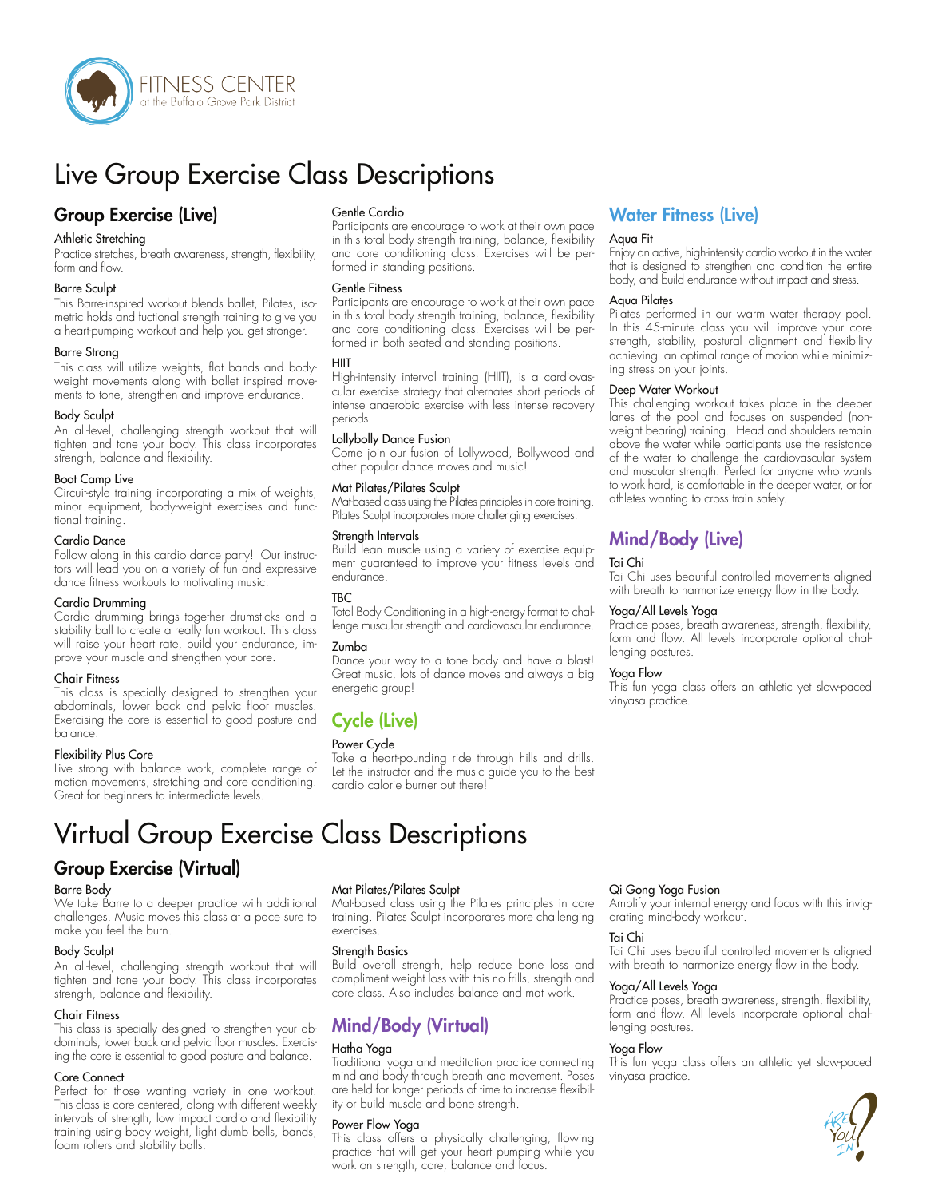FITNESS CENTER
at the Buffalo Grove Park District

# Live Group Exercise Class Descriptions

## Group Exercise (Live)

### Athletic Stretching
Practice stretches, breath awareness, strength, flexibility, form and flow.

### Barre Sculpt
This Barre-inspired workout blends ballet, Pilates, isometric holds and fuctional strength training to give you a heart-pumping workout and help you get stronger.

### Barre Strong
This class will utilize weights, flat bands and bodyweight movements along with ballet inspired movements to tone, strengthen and improve endurance.

### Body Sculpt
An all-level, challenging strength workout that will tighten and tone your body. This class incorporates strength, balance and flexibility.

### Boot Camp Live
Circuit-style training incorporating a mix of weights, minor equipment, body-weight exercises and functional training.

### Cardio Dance
Follow along in this cardio dance party! Our instructors will lead you on a variety of fun and expressive dance fitness workouts to motivating music.

### Cardio Drumming
Cardio drumming brings together drumsticks and a stability ball to create a really fun workout. This class will raise your heart rate, build your endurance, improve your muscle and strengthen your core.

### Chair Fitness
This class is specially designed to strengthen your abdominals, lower back and pelvic floor muscles. Exercising the core is essential to good posture and balance.

### Flexibility Plus Core
Live strong with balance work, complete range of motion movements, stretching and core conditioning. Great for beginners to intermediate levels.

### Gentle Cardio
Participants are encourage to work at their own pace in this total body strength training, balance, flexibility and core conditioning class. Exercises will be performed in standing positions.

### Gentle Fitness
Participants are encourage to work at their own pace in this total body strength training, balance, flexibility and core conditioning class. Exercises will be performed in both seated and standing positions.

### HIIT
High-intensity interval training (HIIT), is a cardiovascular exercise strategy that alternates short periods of intense anaerobic exercise with less intense recovery periods.

### Lollybolly Dance Fusion
Come join our fusion of Lollywood, Bollywood and other popular dance moves and music!

### Mat Pilates/Pilates Sculpt
Mat-based class using the Pilates principles in core training. Pilates Sculpt incorporates more challenging exercises.

### Strength Intervals
Build lean muscle using a variety of exercise equipment guaranteed to improve your fitness levels and endurance.

### TBC
Total Body Conditioning in a high-energy format to challenge muscular strength and cardiovascular endurance.

### Zumba
Dance your way to a tone body and have a blast! Great music, lots of dance moves and always a big energetic group!

## Cycle (Live)

### Power Cycle
Take a heart-pounding ride through hills and drills. Let the instructor and the music guide you to the best cardio calorie burner out there!

## Water Fitness (Live)

### Aqua Fit
Enjoy an active, high-intensity cardio workout in the water that is designed to strengthen and condition the entire body, and build endurance without impact and stress.

### Aqua Pilates
Pilates performed in our warm water therapy pool. In this 45-minute class you will improve your core strength, stability, postural alignment and flexibility achieving an optimal range of motion while minimizing stress on your joints.

### Deep Water Workout
This challenging workout takes place in the deeper lanes of the pool and focuses on suspended (non-weight bearing) training. Head and shoulders remain above the water while participants use the resistance of the water to challenge the cardiovascular system and muscular strength. Perfect for anyone who wants to work hard, is comfortable in the deeper water, or for athletes wanting to cross train safely.

## Mind/Body (Live)

### Tai Chi
Tai Chi uses beautiful controlled movements aligned with breath to harmonize energy flow in the body.

### Yoga/All Levels Yoga
Practice poses, breath awareness, strength, flexibility, form and flow. All levels incorporate optional challenging postures.

### Yoga Flow
This fun yoga class offers an athletic yet slow-paced vinyasa practice.

# Virtual Group Exercise Class Descriptions

## Group Exercise (Virtual)

### Barre Body
We take Barre to a deeper practice with additional challenges. Music moves this class at a pace sure to make you feel the burn.

### Body Sculpt
An all-level, challenging strength workout that will tighten and tone your body. This class incorporates strength, balance and flexibility.

### Chair Fitness
This class is specially designed to strengthen your abdominals, lower back and pelvic floor muscles. Exercising the core is essential to good posture and balance.

### Core Connect
Perfect for those wanting variety in one workout. This class is core centered, along with different weekly intervals of strength, low impact cardio and flexibility training using body weight, light dumb bells, bands, foam rollers and stability balls.

### Mat Pilates/Pilates Sculpt
Mat-based class using the Pilates principles in core training. Pilates Sculpt incorporates more challenging exercises.

### Strength Basics
Build overall strength, help reduce bone loss and compliment weight loss with this no frills, strength and core class. Also includes balance and mat work.

## Mind/Body (Virtual)

### Hatha Yoga
Traditional yoga and meditation practice connecting mind and body through breath and movement. Poses are held for longer periods of time to increase flexibility or build muscle and bone strength.

### Power Flow Yoga
This class offers a physically challenging, flowing practice that will get your heart pumping while you work on strength, core, balance and focus.

### Qi Gong Yoga Fusion
Amplify your internal energy and focus with this invigorating mind-body workout.

### Tai Chi
Tai Chi uses beautiful controlled movements aligned with breath to harmonize energy flow in the body.

### Yoga/All Levels Yoga
Practice poses, breath awareness, strength, flexibility, form and flow. All levels incorporate optional challenging postures.

### Yoga Flow
This fun yoga class offers an athletic yet slow-paced vinyasa practice.

ARE YOU IN?